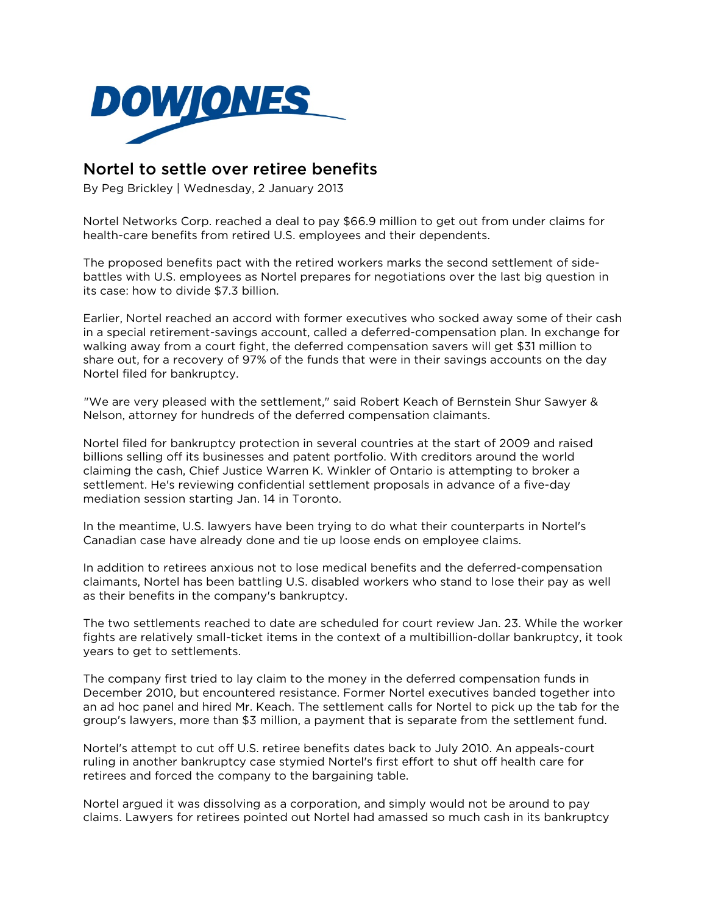DOWJONES

# Nortel to settle over retiree benefits

By Peg Brickley | Wednesday, 2 January 2013

Nortel Networks Corp. reached a deal to pay $66.9 million to get out from under claims for health-care benefits from retired U.S. employees and their dependents.

The proposed benefits pact with the retired workers marks the second settlement of side-battles with U.S. employees as Nortel prepares for negotiations over the last big question in its case: how to divide $7.3 billion.

Earlier, Nortel reached an accord with former executives who socked away some of their cash in a special retirement-savings account, called a deferred-compensation plan. In exchange for walking away from a court fight, the deferred compensation savers will get $31 million to share out, for a recovery of 97% of the funds that were in their savings accounts on the day Nortel filed for bankruptcy.

"We are very pleased with the settlement," said Robert Keach of Bernstein Shur Sawyer & Nelson, attorney for hundreds of the deferred compensation claimants.

Nortel filed for bankruptcy protection in several countries at the start of 2009 and raised billions selling off its businesses and patent portfolio. With creditors around the world claiming the cash, Chief Justice Warren K. Winkler of Ontario is attempting to broker a settlement. He's reviewing confidential settlement proposals in advance of a five-day mediation session starting Jan. 14 in Toronto.

In the meantime, U.S. lawyers have been trying to do what their counterparts in Nortel's Canadian case have already done and tie up loose ends on employee claims.

In addition to retirees anxious not to lose medical benefits and the deferred-compensation claimants, Nortel has been battling U.S. disabled workers who stand to lose their pay as well as their benefits in the company's bankruptcy.

The two settlements reached to date are scheduled for court review Jan. 23. While the worker fights are relatively small-ticket items in the context of a multibillion-dollar bankruptcy, it took years to get to settlements.

The company first tried to lay claim to the money in the deferred compensation funds in December 2010, but encountered resistance. Former Nortel executives banded together into an ad hoc panel and hired Mr. Keach. The settlement calls for Nortel to pick up the tab for the group's lawyers, more than $3 million, a payment that is separate from the settlement fund.

Nortel's attempt to cut off U.S. retiree benefits dates back to July 2010. An appeals-court ruling in another bankruptcy case stymied Nortel's first effort to shut off health care for retirees and forced the company to the bargaining table.

Nortel argued it was dissolving as a corporation, and simply would not be around to pay claims. Lawyers for retirees pointed out Nortel had amassed so much cash in its bankruptcy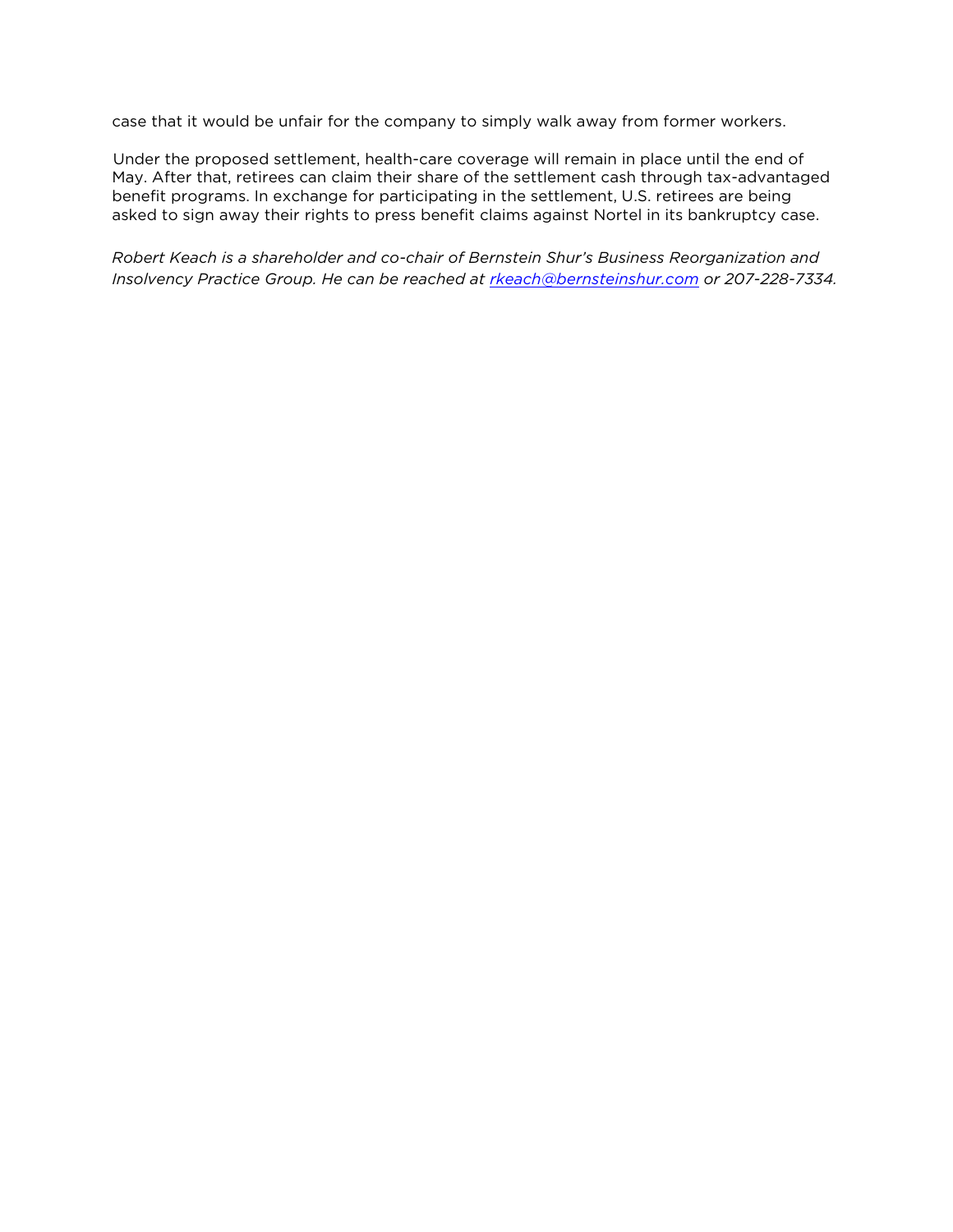case that it would be unfair for the company to simply walk away from former workers.

Under the proposed settlement, health-care coverage will remain in place until the end of May. After that, retirees can claim their share of the settlement cash through tax-advantaged benefit programs. In exchange for participating in the settlement, U.S. retirees are being asked to sign away their rights to press benefit claims against Nortel in its bankruptcy case.

*Robert Keach is a shareholder and co-chair of Bernstein Shur's Business Reorganization and Insolvency Practice Group. He can be reached at [rkeach@bernsteinshur.com](mailto:rkeach@bernsteinshur.com) or 207-228-7334.*